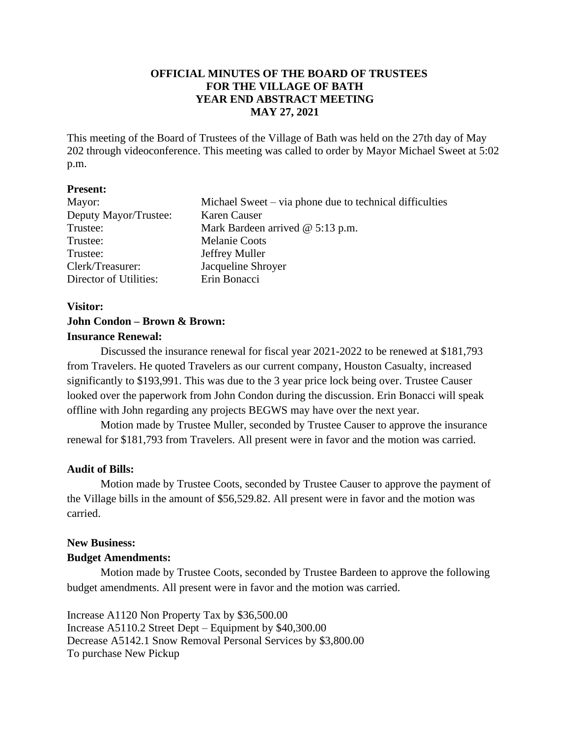**OFFICIAL MINUTES OF THE BOARD OF TRUSTEES FOR THE VILLAGE OF BATH YEAR END ABSTRACT MEETING MAY 27, 2021**

This meeting of the Board of Trustees of the Village of Bath was held on the 27th day of May 202 through videoconference. This meeting was called to order by Mayor Michael Sweet at 5:02 p.m.

**Present:**

| | |
|---|---|
| Mayor: | Michael Sweet – via phone due to technical difficulties |
| Deputy Mayor/Trustee: | Karen Causer |
| Trustee: | Mark Bardeen arrived @ 5:13 p.m. |
| Trustee: | Melanie Coots |
| Trustee: | Jeffrey Muller |
| Clerk/Treasurer: | Jacqueline Shroyer |
| Director of Utilities: | Erin Bonacci |

**Visitor:**

**John Condon – Brown & Brown:**

**Insurance Renewal:**

Discussed the insurance renewal for fiscal year 2021-2022 to be renewed at $181,793 from Travelers. He quoted Travelers as our current company, Houston Casualty, increased significantly to $193,991. This was due to the 3 year price lock being over. Trustee Causer looked over the paperwork from John Condon during the discussion. Erin Bonacci will speak offline with John regarding any projects BEGWS may have over the next year.

Motion made by Trustee Muller, seconded by Trustee Causer to approve the insurance renewal for $181,793 from Travelers. All present were in favor and the motion was carried.

**Audit of Bills:**

Motion made by Trustee Coots, seconded by Trustee Causer to approve the payment of the Village bills in the amount of $56,529.82. All present were in favor and the motion was carried.

**New Business:**

**Budget Amendments:**

Motion made by Trustee Coots, seconded by Trustee Bardeen to approve the following budget amendments. All present were in favor and the motion was carried.

Increase A1120 Non Property Tax by $36,500.00
Increase A5110.2 Street Dept – Equipment by $40,300.00
Decrease A5142.1 Snow Removal Personal Services by $3,800.00
To purchase New Pickup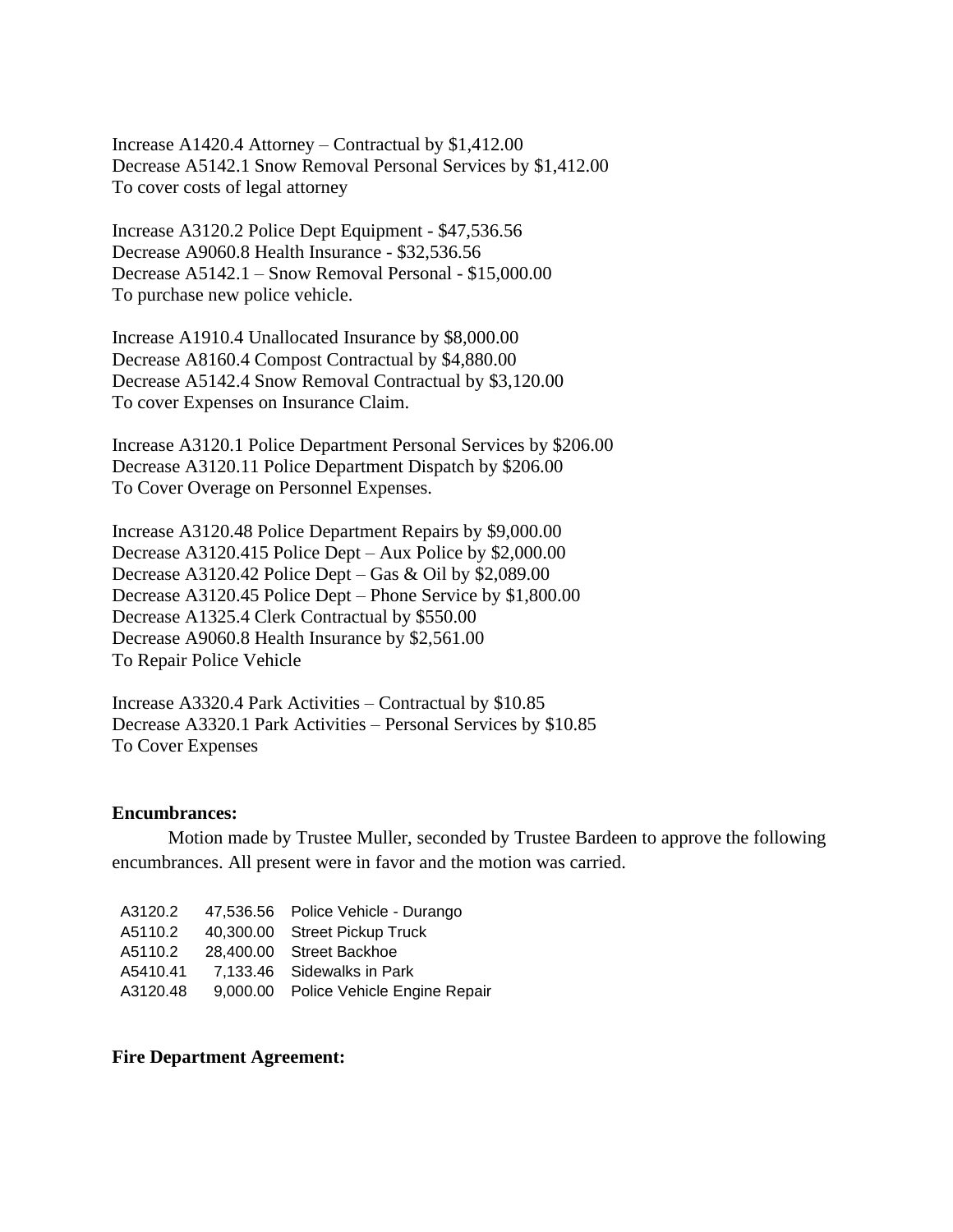Increase A1420.4 Attorney – Contractual by $1,412.00
Decrease A5142.1 Snow Removal Personal Services by $1,412.00
To cover costs of legal attorney

Increase A3120.2 Police Dept Equipment - $47,536.56
Decrease A9060.8 Health Insurance - $32,536.56
Decrease A5142.1 – Snow Removal Personal - $15,000.00
To purchase new police vehicle.

Increase A1910.4 Unallocated Insurance by $8,000.00
Decrease A8160.4 Compost Contractual by $4,880.00
Decrease A5142.4 Snow Removal Contractual by $3,120.00
To cover Expenses on Insurance Claim.

Increase A3120.1 Police Department Personal Services by $206.00
Decrease A3120.11 Police Department Dispatch by $206.00
To Cover Overage on Personnel Expenses.

Increase A3120.48 Police Department Repairs by $9,000.00
Decrease A3120.415 Police Dept – Aux Police by $2,000.00
Decrease A3120.42 Police Dept – Gas & Oil by $2,089.00
Decrease A3120.45 Police Dept – Phone Service by $1,800.00
Decrease A1325.4 Clerk Contractual by $550.00
Decrease A9060.8 Health Insurance by $2,561.00
To Repair Police Vehicle

Increase A3320.4 Park Activities – Contractual by $10.85
Decrease A3320.1 Park Activities – Personal Services by $10.85
To Cover Expenses

**Encumbrances:**

Motion made by Trustee Muller, seconded by Trustee Bardeen to approve the following encumbrances. All present were in favor and the motion was carried.

| | | |
|---|---|---|
| A3120.2 | 47,536.56 | Police Vehicle - Durango |
| A5110.2 | 40,300.00 | Street Pickup Truck |
| A5110.2 | 28,400.00 | Street Backhoe |
| A5410.41 | 7,133.46 | Sidewalks in Park |
| A3120.48 | 9,000.00 | Police Vehicle Engine Repair |

**Fire Department Agreement:**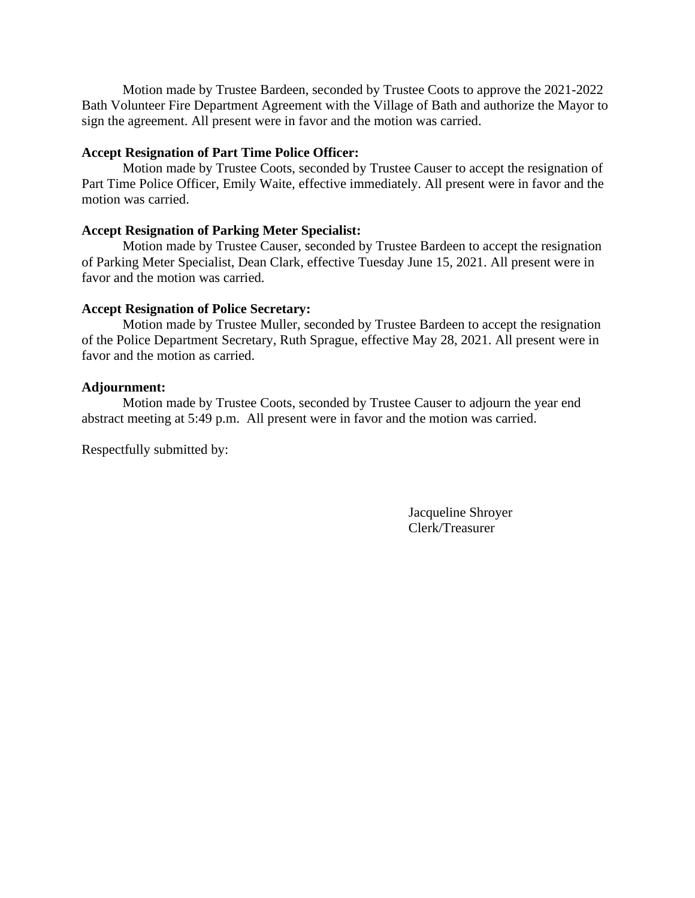Motion made by Trustee Bardeen, seconded by Trustee Coots to approve the 2021-2022 Bath Volunteer Fire Department Agreement with the Village of Bath and authorize the Mayor to sign the agreement. All present were in favor and the motion was carried.

**Accept Resignation of Part Time Police Officer:**

Motion made by Trustee Coots, seconded by Trustee Causer to accept the resignation of Part Time Police Officer, Emily Waite, effective immediately. All present were in favor and the motion was carried.

**Accept Resignation of Parking Meter Specialist:**

Motion made by Trustee Causer, seconded by Trustee Bardeen to accept the resignation of Parking Meter Specialist, Dean Clark, effective Tuesday June 15, 2021. All present were in favor and the motion was carried.

**Accept Resignation of Police Secretary:**

Motion made by Trustee Muller, seconded by Trustee Bardeen to accept the resignation of the Police Department Secretary, Ruth Sprague, effective May 28, 2021. All present were in favor and the motion as carried.

**Adjournment:**

Motion made by Trustee Coots, seconded by Trustee Causer to adjourn the year end abstract meeting at 5:49 p.m. All present were in favor and the motion was carried.

Respectfully submitted by:

Jacqueline Shroyer
Clerk/Treasurer